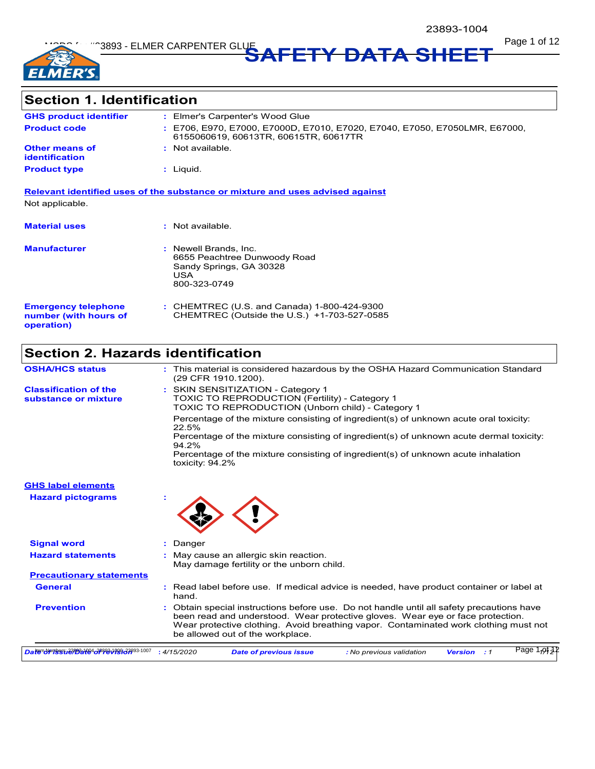# SAFETY DATA SHEET

## Section 1. Identification

| | |
|---|---|
| **GHS product identifier** | : Elmer's Carpenter's Wood Glue |
| **Product code** | : E706, E970, E7000, E7000D, E7010, E7020, E7040, E7050, E7050LMR, E67000, 6155060619, 60613TR, 60615TR, 60617TR |
| **Other means of identification** | : Not available. |
| **Product type** | : Liquid. |

**Relevant identified uses of the substance or mixture and uses advised against**

Not applicable.

| | |
|---|---|
| **Material uses** | : Not available. |
| **Manufacturer** | : Newell Brands, Inc.<br>6655 Peachtree Dunwoody Road<br>Sandy Springs, GA 30328<br>USA<br>800-323-0749 |
| **Emergency telephone number (with hours of operation)** | : CHEMTREC (U.S. and Canada) 1-800-424-9300<br>CHEMTREC (Outside the U.S.) +1-703-527-0585 |

## Section 2. Hazards identification

| | |
|---|---|
| **OSHA/HCS status** | : This material is considered hazardous by the OSHA Hazard Communication Standard (29 CFR 1910.1200). |
| **Classification of the substance or mixture** | : SKIN SENSITIZATION - Category 1<br>TOXIC TO REPRODUCTION (Fertility) - Category 1<br>TOXIC TO REPRODUCTION (Unborn child) - Category 1<br>Percentage of the mixture consisting of ingredient(s) of unknown acute oral toxicity: 22.5%<br>Percentage of the mixture consisting of ingredient(s) of unknown acute dermal toxicity: 94.2%<br>Percentage of the mixture consisting of ingredient(s) of unknown acute inhalation toxicity: 94.2% |

**GHS label elements**

| | |
|---|---|
| **Hazard pictograms** | : |
| **Signal word** | : Danger |
| **Hazard statements** | : May cause an allergic skin reaction.<br>May damage fertility or the unborn child. |

**Precautionary statements**

| | |
|---|---|
| **General** | : Read label before use. If medical advice is needed, have product container or label at hand. |
| **Prevention** | : Obtain special instructions before use. Do not handle until all safety precautions have been read and understood. Wear protective gloves. Wear eye or face protection. Wear protective clothing. Avoid breathing vapor. Contaminated work clothing must not be allowed out of the workplace. |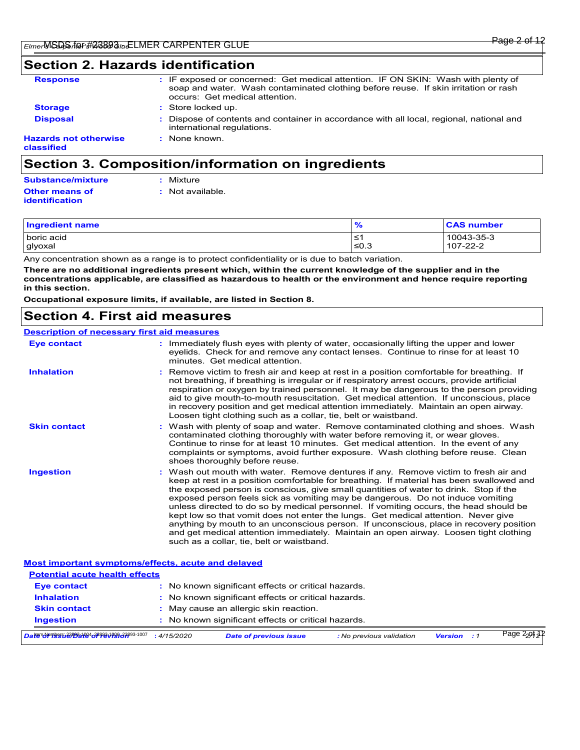## Section 2. Hazards identification

**Response** : IF exposed or concerned: Get medical attention. IF ON SKIN: Wash with plenty of soap and water. Wash contaminated clothing before reuse. If skin irritation or rash occurs: Get medical attention.

**Storage** : Store locked up.

**Disposal** : Dispose of contents and container in accordance with all local, regional, national and international regulations.

**Hazards not otherwise classified** : None known.

## Section 3. Composition/information on ingredients

**Substance/mixture** : Mixture

**Other means of identification** : Not available.

| Ingredient name | % | CAS number |
|---|---|---|
| boric acid | ≤1 | 10043-35-3 |
| glyoxal | ≤0.3 | 107-22-2 |

Any concentration shown as a range is to protect confidentiality or is due to batch variation.

**There are no additional ingredients present which, within the current knowledge of the supplier and in the concentrations applicable, are classified as hazardous to health or the environment and hence require reporting in this section.**

**Occupational exposure limits, if available, are listed in Section 8.**

## Section 4. First aid measures

### Description of necessary first aid measures

**Eye contact** : Immediately flush eyes with plenty of water, occasionally lifting the upper and lower eyelids. Check for and remove any contact lenses. Continue to rinse for at least 10 minutes. Get medical attention.

**Inhalation** : Remove victim to fresh air and keep at rest in a position comfortable for breathing. If not breathing, if breathing is irregular or if respiratory arrest occurs, provide artificial respiration or oxygen by trained personnel. It may be dangerous to the person providing aid to give mouth-to-mouth resuscitation. Get medical attention. If unconscious, place in recovery position and get medical attention immediately. Maintain an open airway. Loosen tight clothing such as a collar, tie, belt or waistband.

**Skin contact** : Wash with plenty of soap and water. Remove contaminated clothing and shoes. Wash contaminated clothing thoroughly with water before removing it, or wear gloves. Continue to rinse for at least 10 minutes. Get medical attention. In the event of any complaints or symptoms, avoid further exposure. Wash clothing before reuse. Clean shoes thoroughly before reuse.

**Ingestion** : Wash out mouth with water. Remove dentures if any. Remove victim to fresh air and keep at rest in a position comfortable for breathing. If material has been swallowed and the exposed person is conscious, give small quantities of water to drink. Stop if the exposed person feels sick as vomiting may be dangerous. Do not induce vomiting unless directed to do so by medical personnel. If vomiting occurs, the head should be kept low so that vomit does not enter the lungs. Get medical attention. Never give anything by mouth to an unconscious person. If unconscious, place in recovery position and get medical attention immediately. Maintain an open airway. Loosen tight clothing such as a collar, tie, belt or waistband.

### Most important symptoms/effects, acute and delayed

#### Potential acute health effects

**Eye contact** : No known significant effects or critical hazards.

**Inhalation** : No known significant effects or critical hazards.

**Skin contact** : May cause an allergic skin reaction.

**Ingestion** : No known significant effects or critical hazards.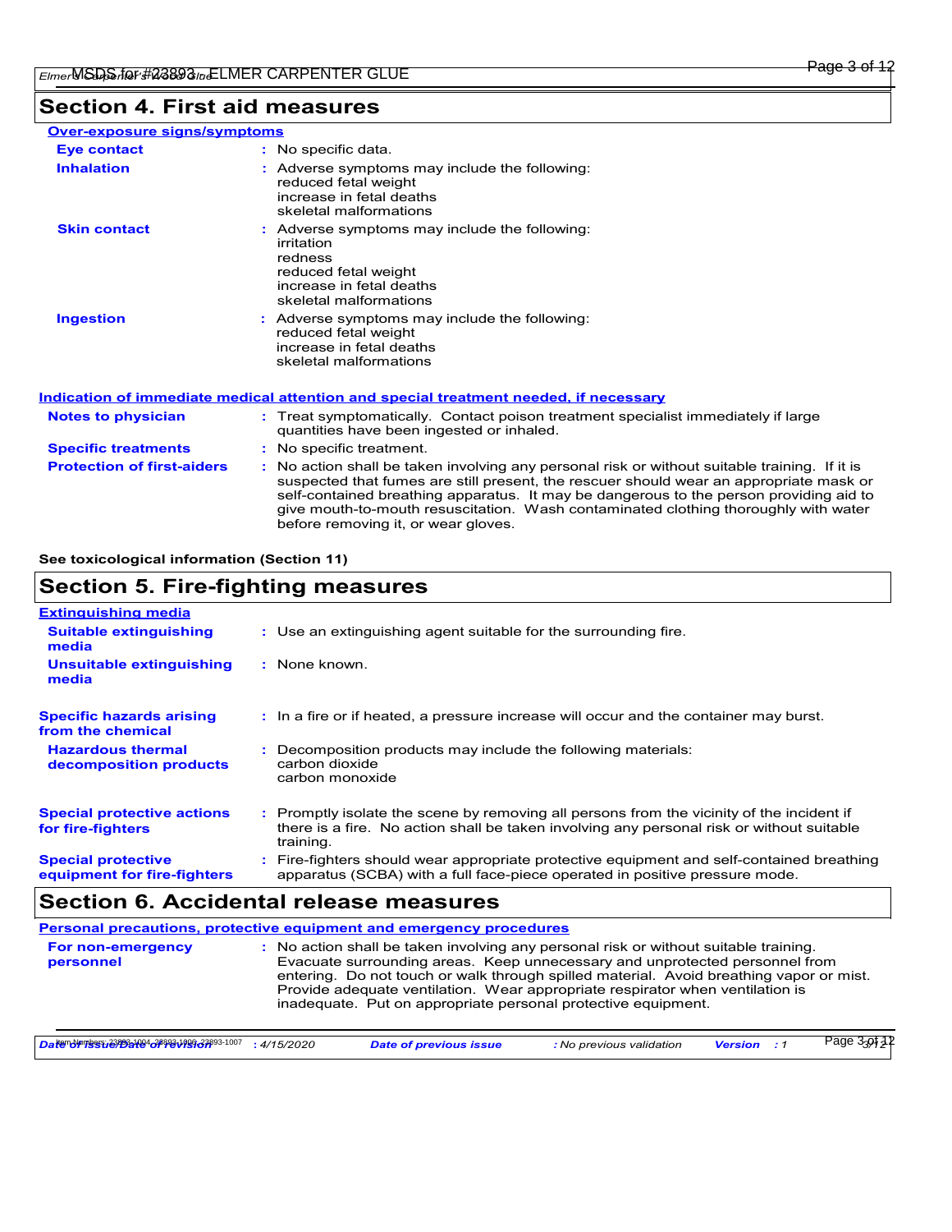## Section 4. First aid measures

**Over-exposure signs/symptoms**

| | |
|---|---|
| **Eye contact** | : No specific data. |
| **Inhalation** | : Adverse symptoms may include the following:<br>reduced fetal weight<br>increase in fetal deaths<br>skeletal malformations |
| **Skin contact** | : Adverse symptoms may include the following:<br>irritation<br>redness<br>reduced fetal weight<br>increase in fetal deaths<br>skeletal malformations |
| **Ingestion** | : Adverse symptoms may include the following:<br>reduced fetal weight<br>increase in fetal deaths<br>skeletal malformations |

**Indication of immediate medical attention and special treatment needed, if necessary**

| | |
|---|---|
| **Notes to physician** | : Treat symptomatically. Contact poison treatment specialist immediately if large quantities have been ingested or inhaled. |
| **Specific treatments** | : No specific treatment. |
| **Protection of first-aiders** | : No action shall be taken involving any personal risk or without suitable training. If it is suspected that fumes are still present, the rescuer should wear an appropriate mask or self-contained breathing apparatus. It may be dangerous to the person providing aid to give mouth-to-mouth resuscitation. Wash contaminated clothing thoroughly with water before removing it, or wear gloves. |

**See toxicological information (Section 11)**

## Section 5. Fire-fighting measures

**Extinguishing media**

| | |
|---|---|
| **Suitable extinguishing media** | : Use an extinguishing agent suitable for the surrounding fire. |
| **Unsuitable extinguishing media** | : None known. |
| **Specific hazards arising from the chemical** | : In a fire or if heated, a pressure increase will occur and the container may burst. |
| **Hazardous thermal decomposition products** | : Decomposition products may include the following materials:<br>carbon dioxide<br>carbon monoxide |
| **Special protective actions for fire-fighters** | : Promptly isolate the scene by removing all persons from the vicinity of the incident if there is a fire. No action shall be taken involving any personal risk or without suitable training. |
| **Special protective equipment for fire-fighters** | : Fire-fighters should wear appropriate protective equipment and self-contained breathing apparatus (SCBA) with a full face-piece operated in positive pressure mode. |

## Section 6. Accidental release measures

**Personal precautions, protective equipment and emergency procedures**

| | |
|---|---|
| **For non-emergency personnel** | : No action shall be taken involving any personal risk or without suitable training. Evacuate surrounding areas. Keep unnecessary and unprotected personnel from entering. Do not touch or walk through spilled material. Avoid breathing vapor or mist. Provide adequate ventilation. Wear appropriate respirator when ventilation is inadequate. Put on appropriate personal protective equipment. |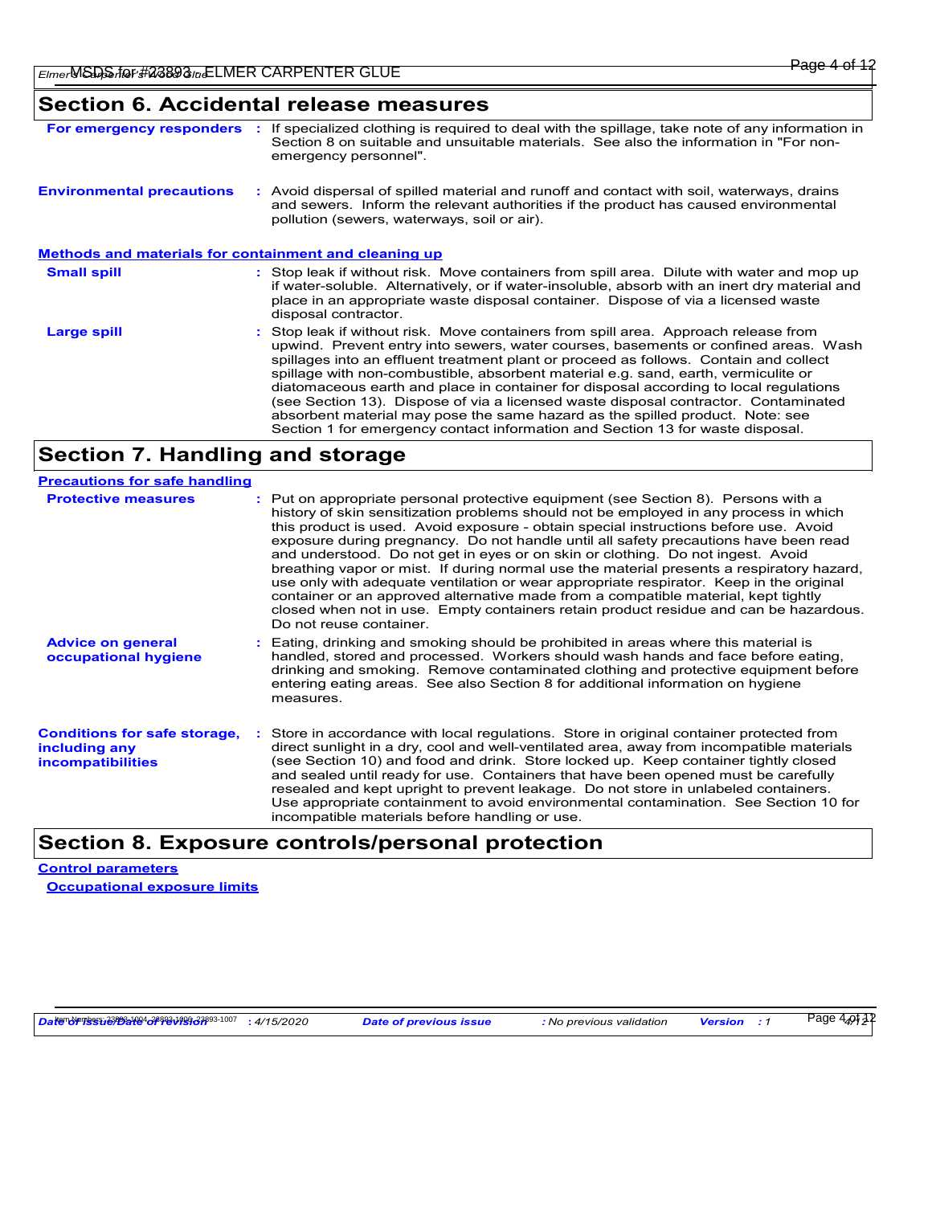## Section 6. Accidental release measures

| | |
|---|---|
| **For emergency responders** | : If specialized clothing is required to deal with the spillage, take note of any information in Section 8 on suitable and unsuitable materials. See also the information in "For non-emergency personnel". |
| **Environmental precautions** | : Avoid dispersal of spilled material and runoff and contact with soil, waterways, drains and sewers. Inform the relevant authorities if the product has caused environmental pollution (sewers, waterways, soil or air). |

**Methods and materials for containment and cleaning up**

| | |
|---|---|
| **Small spill** | : Stop leak if without risk. Move containers from spill area. Dilute with water and mop up if water-soluble. Alternatively, or if water-insoluble, absorb with an inert dry material and place in an appropriate waste disposal container. Dispose of via a licensed waste disposal contractor. |
| **Large spill** | : Stop leak if without risk. Move containers from spill area. Approach release from upwind. Prevent entry into sewers, water courses, basements or confined areas. Wash spillages into an effluent treatment plant or proceed as follows. Contain and collect spillage with non-combustible, absorbent material e.g. sand, earth, vermiculite or diatomaceous earth and place in container for disposal according to local regulations (see Section 13). Dispose of via a licensed waste disposal contractor. Contaminated absorbent material may pose the same hazard as the spilled product. Note: see Section 1 for emergency contact information and Section 13 for waste disposal. |

## Section 7. Handling and storage

**Precautions for safe handling**

| | |
|---|---|
| **Protective measures** | : Put on appropriate personal protective equipment (see Section 8). Persons with a history of skin sensitization problems should not be employed in any process in which this product is used. Avoid exposure - obtain special instructions before use. Avoid exposure during pregnancy. Do not handle until all safety precautions have been read and understood. Do not get in eyes or on skin or clothing. Do not ingest. Avoid breathing vapor or mist. If during normal use the material presents a respiratory hazard, use only with adequate ventilation or wear appropriate respirator. Keep in the original container or an approved alternative made from a compatible material, kept tightly closed when not in use. Empty containers retain product residue and can be hazardous. Do not reuse container. |
| **Advice on general occupational hygiene** | : Eating, drinking and smoking should be prohibited in areas where this material is handled, stored and processed. Workers should wash hands and face before eating, drinking and smoking. Remove contaminated clothing and protective equipment before entering eating areas. See also Section 8 for additional information on hygiene measures. |
| **Conditions for safe storage, including any incompatibilities** | : Store in accordance with local regulations. Store in original container protected from direct sunlight in a dry, cool and well-ventilated area, away from incompatible materials (see Section 10) and food and drink. Store locked up. Keep container tightly closed and sealed until ready for use. Containers that have been opened must be carefully resealed and kept upright to prevent leakage. Do not store in unlabeled containers. Use appropriate containment to avoid environmental contamination. See Section 10 for incompatible materials before handling or use. |

## Section 8. Exposure controls/personal protection

**Control parameters**

**Occupational exposure limits**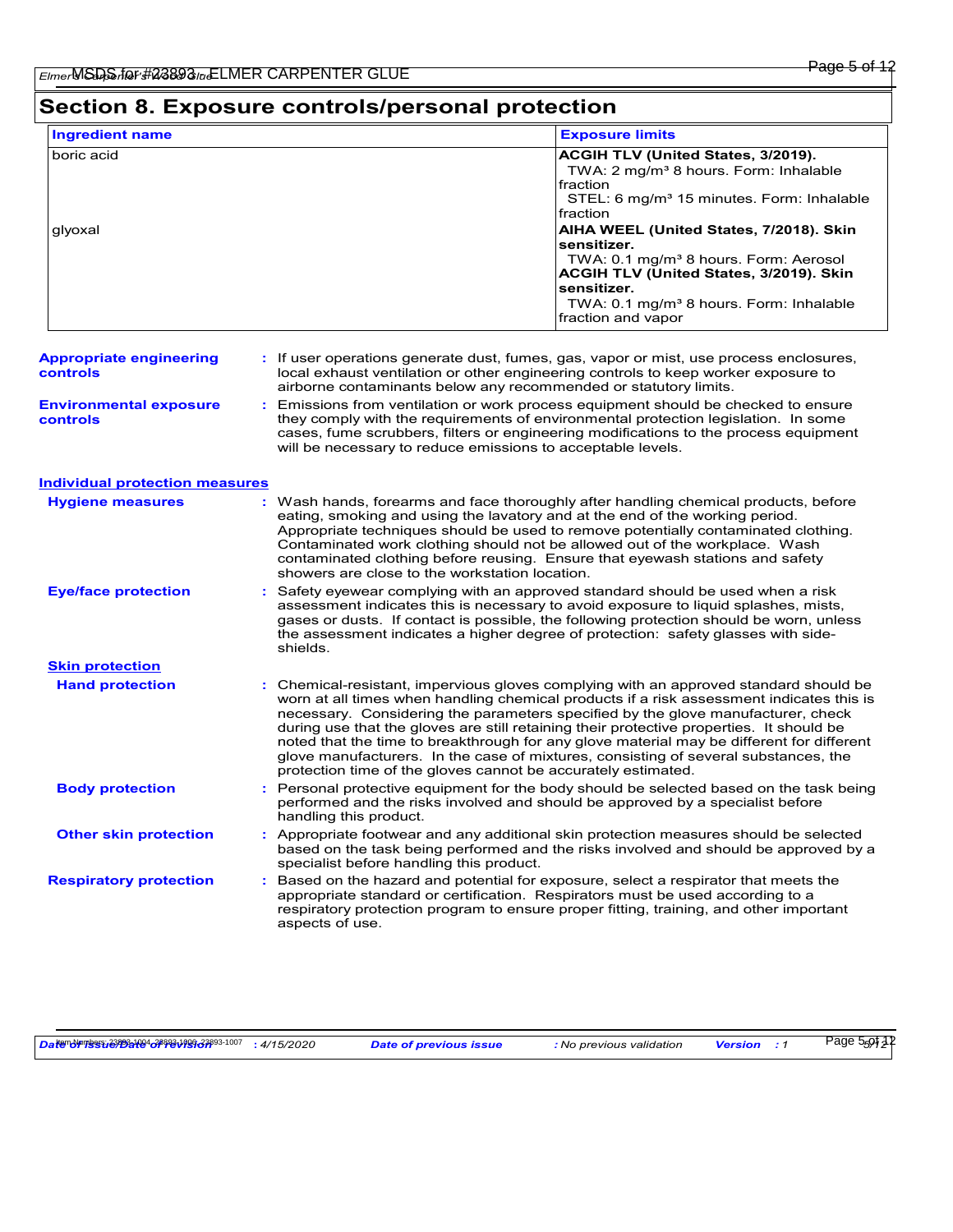## Section 8. Exposure controls/personal protection

| Ingredient name | Exposure limits |
|---|---|
| boric acid | **ACGIH TLV (United States, 3/2019).** TWA: 2 mg/m³ 8 hours. Form: Inhalable fraction STEL: 6 mg/m³ 15 minutes. Form: Inhalable fraction |
| glyoxal | **AIHA WEEL (United States, 7/2018). Skin sensitizer.** TWA: 0.1 mg/m³ 8 hours. Form: Aerosol **ACGIH TLV (United States, 3/2019). Skin sensitizer.** TWA: 0.1 mg/m³ 8 hours. Form: Inhalable fraction and vapor |

**Appropriate engineering controls** : If user operations generate dust, fumes, gas, vapor or mist, use process enclosures, local exhaust ventilation or other engineering controls to keep worker exposure to airborne contaminants below any recommended or statutory limits.

**Environmental exposure controls** : Emissions from ventilation or work process equipment should be checked to ensure they comply with the requirements of environmental protection legislation. In some cases, fume scrubbers, filters or engineering modifications to the process equipment will be necessary to reduce emissions to acceptable levels.

### Individual protection measures

**Hygiene measures** : Wash hands, forearms and face thoroughly after handling chemical products, before eating, smoking and using the lavatory and at the end of the working period. Appropriate techniques should be used to remove potentially contaminated clothing. Contaminated work clothing should not be allowed out of the workplace. Wash contaminated clothing before reusing. Ensure that eyewash stations and safety showers are close to the workstation location.

**Eye/face protection** : Safety eyewear complying with an approved standard should be used when a risk assessment indicates this is necessary to avoid exposure to liquid splashes, mists, gases or dusts. If contact is possible, the following protection should be worn, unless the assessment indicates a higher degree of protection: safety glasses with side-shields.

#### Skin protection

**Hand protection** : Chemical-resistant, impervious gloves complying with an approved standard should be worn at all times when handling chemical products if a risk assessment indicates this is necessary. Considering the parameters specified by the glove manufacturer, check during use that the gloves are still retaining their protective properties. It should be noted that the time to breakthrough for any glove material may be different for different glove manufacturers. In the case of mixtures, consisting of several substances, the protection time of the gloves cannot be accurately estimated.

**Body protection** : Personal protective equipment for the body should be selected based on the task being performed and the risks involved and should be approved by a specialist before handling this product.

**Other skin protection** : Appropriate footwear and any additional skin protection measures should be selected based on the task being performed and the risks involved and should be approved by a specialist before handling this product.

**Respiratory protection** : Based on the hazard and potential for exposure, select a respirator that meets the appropriate standard or certification. Respirators must be used according to a respiratory protection program to ensure proper fitting, training, and other important aspects of use.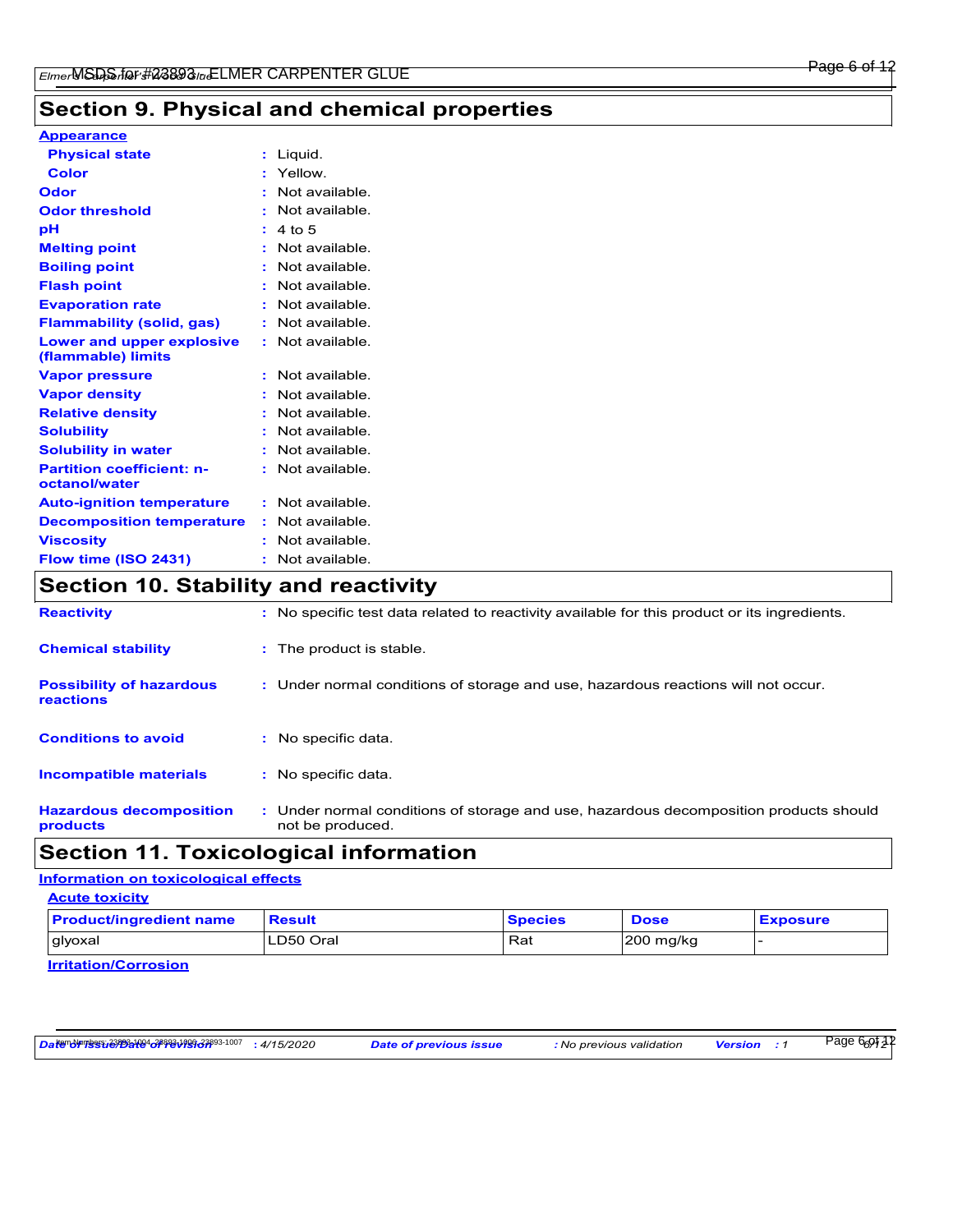## Section 9. Physical and chemical properties

**Appearance**

| | | |
|---|---|---|
| **Physical state** | : | Liquid. |
| **Color** | : | Yellow. |
| **Odor** | : | Not available. |
| **Odor threshold** | : | Not available. |
| **pH** | : | 4 to 5 |
| **Melting point** | : | Not available. |
| **Boiling point** | : | Not available. |
| **Flash point** | : | Not available. |
| **Evaporation rate** | : | Not available. |
| **Flammability (solid, gas)** | : | Not available. |
| **Lower and upper explosive (flammable) limits** | : | Not available. |
| **Vapor pressure** | : | Not available. |
| **Vapor density** | : | Not available. |
| **Relative density** | : | Not available. |
| **Solubility** | : | Not available. |
| **Solubility in water** | : | Not available. |
| **Partition coefficient: n-octanol/water** | : | Not available. |
| **Auto-ignition temperature** | : | Not available. |
| **Decomposition temperature** | : | Not available. |
| **Viscosity** | : | Not available. |
| **Flow time (ISO 2431)** | : | Not available. |

## Section 10. Stability and reactivity

| | | |
|---|---|---|
| **Reactivity** | : | No specific test data related to reactivity available for this product or its ingredients. |
| **Chemical stability** | : | The product is stable. |
| **Possibility of hazardous reactions** | : | Under normal conditions of storage and use, hazardous reactions will not occur. |
| **Conditions to avoid** | : | No specific data. |
| **Incompatible materials** | : | No specific data. |
| **Hazardous decomposition products** | : | Under normal conditions of storage and use, hazardous decomposition products should not be produced. |

## Section 11. Toxicological information

**Information on toxicological effects**

**Acute toxicity**

| Product/ingredient name | Result | Species | Dose | Exposure |
|---|---|---|---|---|
| glyoxal | LD50 Oral | Rat | 200 mg/kg | - |

**Irritation/Corrosion**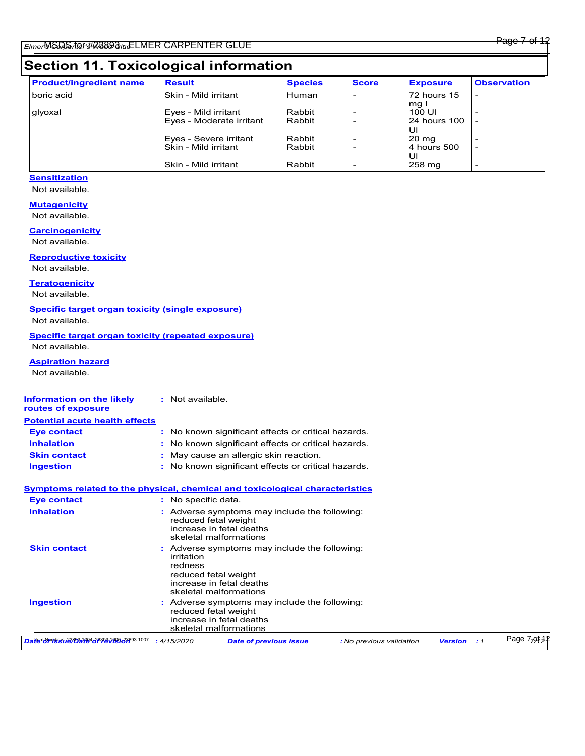## Section 11. Toxicological information

| Product/ingredient name | Result | Species | Score | Exposure | Observation |
|---|---|---|---|---|---|
| boric acid | Skin - Mild irritant | Human | - | 72 hours 15 mg I | - |
| glyoxal | Eyes - Mild irritant | Rabbit | - | 100 UI | - |
| | Eyes - Moderate irritant | Rabbit | - | 24 hours 100 UI | - |
| | Eyes - Severe irritant | Rabbit | - | 20 mg | - |
| | Skin - Mild irritant | Rabbit | - | 4 hours 500 UI | - |
| | Skin - Mild irritant | Rabbit | - | 258 mg | - |

**Sensitization**

Not available.

**Mutagenicity**

Not available.

**Carcinogenicity**

Not available.

**Reproductive toxicity**

Not available.

**Teratogenicity**

Not available.

**Specific target organ toxicity (single exposure)**

Not available.

**Specific target organ toxicity (repeated exposure)**

Not available.

**Aspiration hazard**

Not available.

**Information on the likely routes of exposure** : Not available.

**Potential acute health effects**

**Eye contact** : No known significant effects or critical hazards.

**Inhalation** : No known significant effects or critical hazards.

**Skin contact** : May cause an allergic skin reaction.

**Ingestion** : No known significant effects or critical hazards.

**Symptoms related to the physical, chemical and toxicological characteristics**

**Eye contact** : No specific data.

**Inhalation** : Adverse symptoms may include the following:
reduced fetal weight
increase in fetal deaths
skeletal malformations

**Skin contact** : Adverse symptoms may include the following:
irritation
redness
reduced fetal weight
increase in fetal deaths
skeletal malformations

**Ingestion** : Adverse symptoms may include the following:
reduced fetal weight
increase in fetal deaths
skeletal malformations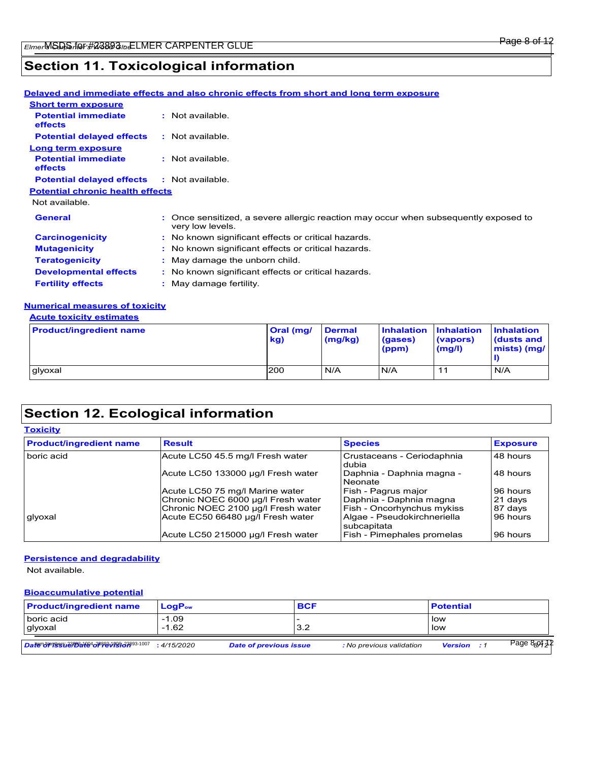## Section 11. Toxicological information

**Delayed and immediate effects and also chronic effects from short and long term exposure**

**Short term exposure**

**Potential immediate effects** : Not available.

**Potential delayed effects** : Not available.

**Long term exposure**

**Potential immediate effects** : Not available.

**Potential delayed effects** : Not available.

**Potential chronic health effects**

Not available.

**General** : Once sensitized, a severe allergic reaction may occur when subsequently exposed to very low levels.

**Carcinogenicity** : No known significant effects or critical hazards.

**Mutagenicity** : No known significant effects or critical hazards.

**Teratogenicity** : May damage the unborn child.

**Developmental effects** : No known significant effects or critical hazards.

**Fertility effects** : May damage fertility.

**Numerical measures of toxicity**

**Acute toxicity estimates**

| Product/ingredient name | Oral (mg/kg) | Dermal (mg/kg) | Inhalation (gases) (ppm) | Inhalation (vapors) (mg/l) | Inhalation (dusts and mists) (mg/l) |
|---|---|---|---|---|---|
| glyoxal | 200 | N/A | N/A | 11 | N/A |

## Section 12. Ecological information

**Toxicity**

| Product/ingredient name | Result | Species | Exposure |
|---|---|---|---|
| boric acid | Acute LC50 45.5 mg/l Fresh water | Crustaceans - Ceriodaphnia dubia | 48 hours |
| | Acute LC50 133000 µg/l Fresh water | Daphnia - Daphnia magna - Neonate | 48 hours |
| | Acute LC50 75 mg/l Marine water | Fish - Pagrus major | 96 hours |
| | Chronic NOEC 6000 µg/l Fresh water | Daphnia - Daphnia magna | 21 days |
| | Chronic NOEC 2100 µg/l Fresh water | Fish - Oncorhynchus mykiss | 87 days |
| glyoxal | Acute EC50 66480 µg/l Fresh water | Algae - Pseudokirchneriella subcapitata | 96 hours |
| | Acute LC50 215000 µg/l Fresh water | Fish - Pimephales promelas | 96 hours |

**Persistence and degradability**

Not available.

**Bioaccumulative potential**

| Product/ingredient name | $LogP_{ow}$ | BCF | Potential |
|---|---|---|---|
| boric acid | -1.09 | - | low |
| glyoxal | -1.62 | 3.2 | low |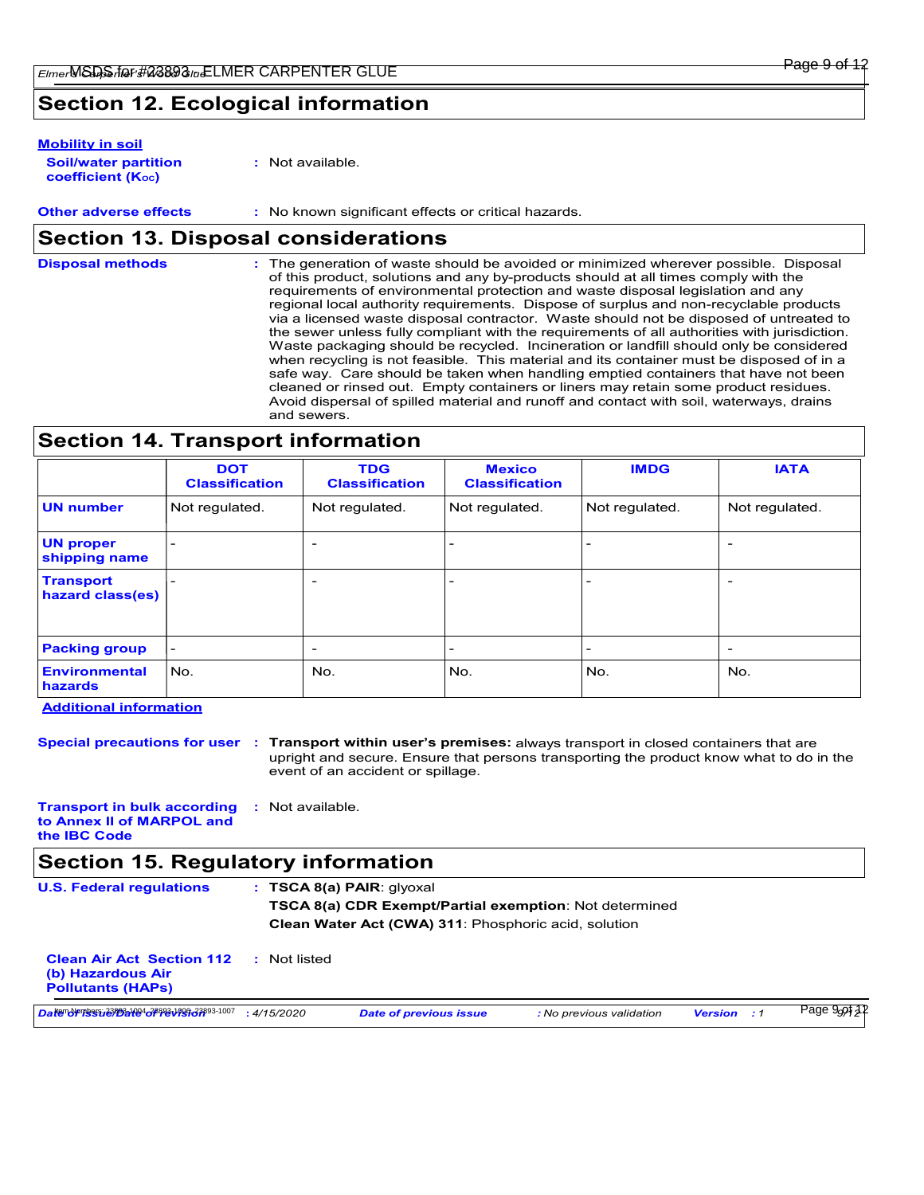## Section 12. Ecological information

**Mobility in soil**

**Soil/water partition coefficient ($K_{OC}$)** : Not available.

**Other adverse effects** : No known significant effects or critical hazards.

## Section 13. Disposal considerations

**Disposal methods** : The generation of waste should be avoided or minimized wherever possible. Disposal of this product, solutions and any by-products should at all times comply with the requirements of environmental protection and waste disposal legislation and any regional local authority requirements. Dispose of surplus and non-recyclable products via a licensed waste disposal contractor. Waste should not be disposed of untreated to the sewer unless fully compliant with the requirements of all authorities with jurisdiction. Waste packaging should be recycled. Incineration or landfill should only be considered when recycling is not feasible. This material and its container must be disposed of in a safe way. Care should be taken when handling emptied containers that have not been cleaned or rinsed out. Empty containers or liners may retain some product residues. Avoid dispersal of spilled material and runoff and contact with soil, waterways, drains and sewers.

## Section 14. Transport information

| | DOT Classification | TDG Classification | Mexico Classification | IMDG | IATA |
|---|---|---|---|---|---|
| **UN number** | Not regulated. | Not regulated. | Not regulated. | Not regulated. | Not regulated. |
| **UN proper shipping name** | - | - | - | - | - |
| **Transport hazard class(es)** | - | - | - | - | - |
| **Packing group** | - | - | - | - | - |
| **Environmental hazards** | No. | No. | No. | No. | No. |

**Additional information**

**Special precautions for user** : **Transport within user's premises:** always transport in closed containers that are upright and secure. Ensure that persons transporting the product know what to do in the event of an accident or spillage.

**Transport in bulk according to Annex II of MARPOL and the IBC Code** : Not available.

## Section 15. Regulatory information

**U.S. Federal regulations** : **TSCA 8(a) PAIR**: glyoxal

**TSCA 8(a) CDR Exempt/Partial exemption**: Not determined

**Clean Water Act (CWA) 311**: Phosphoric acid, solution

**Clean Air Act Section 112 (b) Hazardous Air Pollutants (HAPs)** : Not listed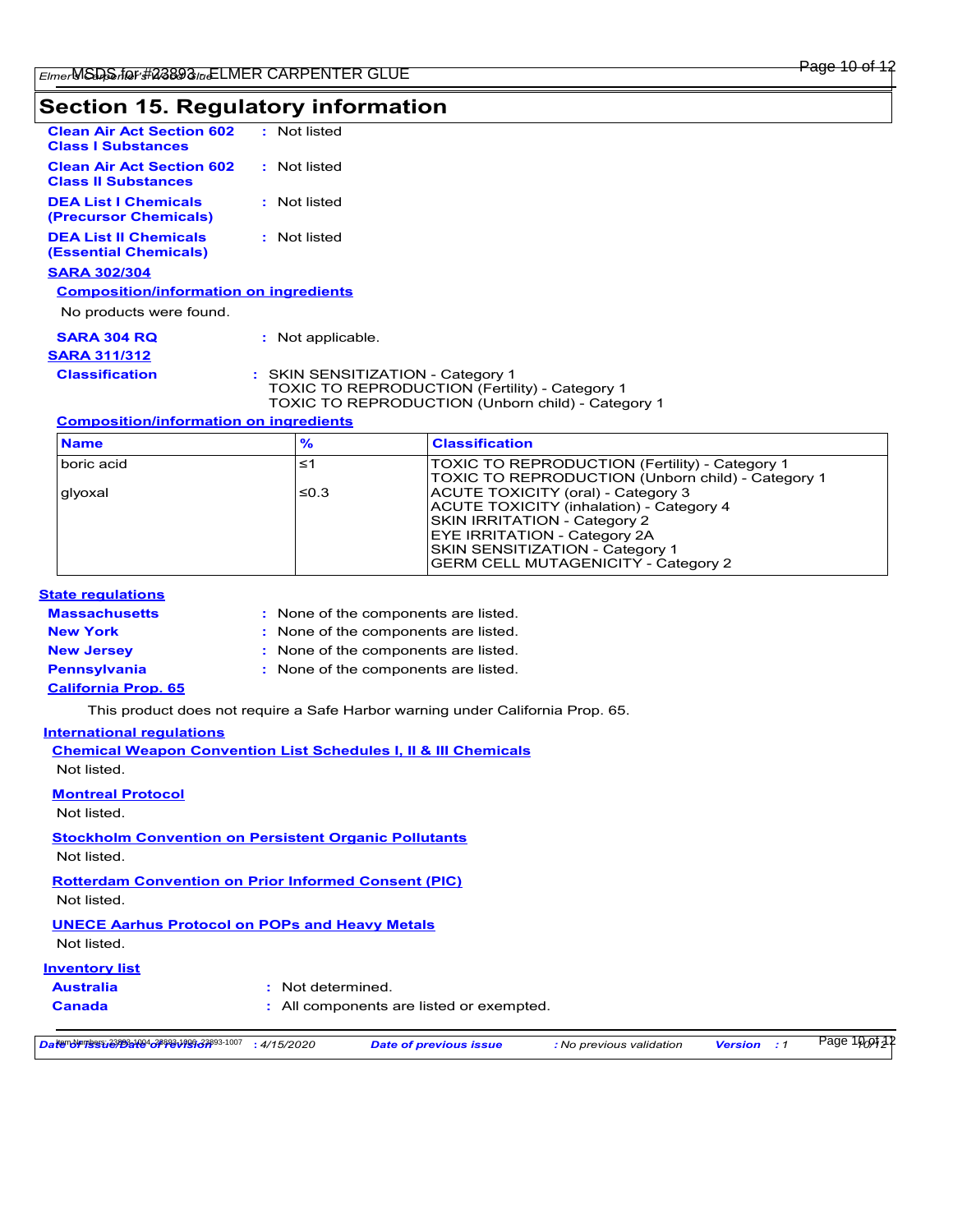## Section 15. Regulatory information

**Clean Air Act Section 602 Class I Substances** : Not listed

**Clean Air Act Section 602 Class II Substances** : Not listed

**DEA List I Chemicals (Precursor Chemicals)** : Not listed

**DEA List II Chemicals (Essential Chemicals)** : Not listed

**SARA 302/304**

**Composition/information on ingredients**

No products were found.

**SARA 304 RQ** : Not applicable.

**SARA 311/312**

**Classification** : SKIN SENSITIZATION - Category 1
TOXIC TO REPRODUCTION (Fertility) - Category 1
TOXIC TO REPRODUCTION (Unborn child) - Category 1

**Composition/information on ingredients**

| Name | % | Classification |
|---|---|---|
| boric acid | ≤1 | TOXIC TO REPRODUCTION (Fertility) - Category 1<br>TOXIC TO REPRODUCTION (Unborn child) - Category 1 |
| glyoxal | ≤0.3 | ACUTE TOXICITY (oral) - Category 3<br>ACUTE TOXICITY (inhalation) - Category 4<br>SKIN IRRITATION - Category 2<br>EYE IRRITATION - Category 2A<br>SKIN SENSITIZATION - Category 1<br>GERM CELL MUTAGENICITY - Category 2 |

**State regulations**

**Massachusetts** : None of the components are listed.

**New York** : None of the components are listed.

**New Jersey** : None of the components are listed.

**Pennsylvania** : None of the components are listed.

**California Prop. 65**

This product does not require a Safe Harbor warning under California Prop. 65.

**International regulations**

**Chemical Weapon Convention List Schedules I, II & III Chemicals**

Not listed.

**Montreal Protocol**

Not listed.

**Stockholm Convention on Persistent Organic Pollutants**

Not listed.

**Rotterdam Convention on Prior Informed Consent (PIC)**

Not listed.

**UNECE Aarhus Protocol on POPs and Heavy Metals**

Not listed.

**Inventory list**

**Australia** : Not determined.

**Canada** : All components are listed or exempted.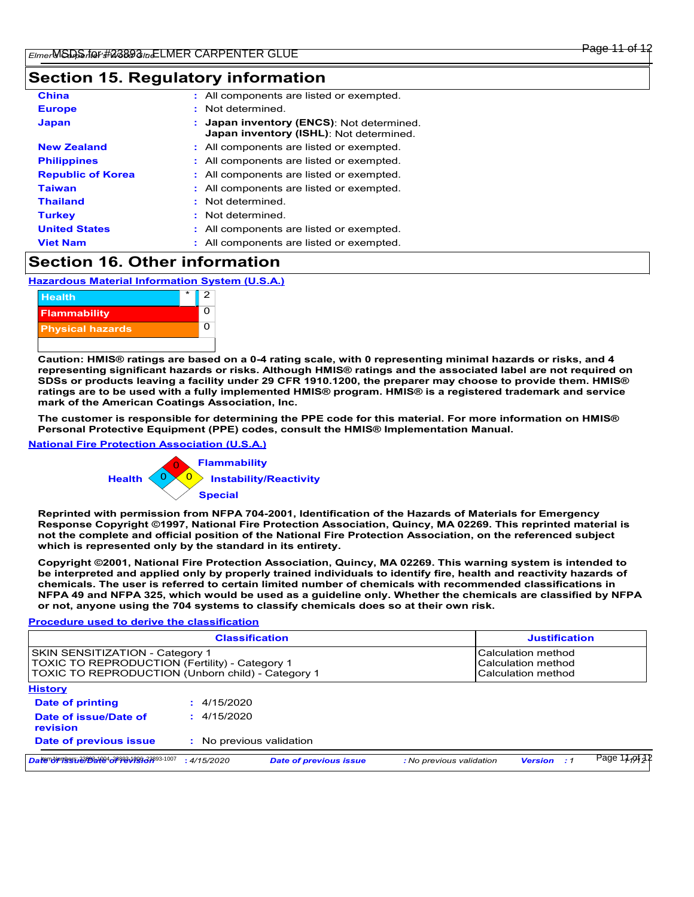## Section 15. Regulatory information

| | |
|---|---|
| **China** | : All components are listed or exempted. |
| **Europe** | : Not determined. |
| **Japan** | : **Japan inventory (ENCS)**: Not determined. **Japan inventory (ISHL)**: Not determined. |
| **New Zealand** | : All components are listed or exempted. |
| **Philippines** | : All components are listed or exempted. |
| **Republic of Korea** | : All components are listed or exempted. |
| **Taiwan** | : All components are listed or exempted. |
| **Thailand** | : Not determined. |
| **Turkey** | : Not determined. |
| **United States** | : All components are listed or exempted. |
| **Viet Nam** | : All components are listed or exempted. |

## Section 16. Other information

**Hazardous Material Information System (U.S.A.)**

| | | |
|---|---|---|
| Health | * | 2 |
| Flammability | | 0 |
| Physical hazards | | 0 |

**Caution: HMIS® ratings are based on a 0-4 rating scale, with 0 representing minimal hazards or risks, and 4 representing significant hazards or risks. Although HMIS® ratings and the associated label are not required on SDSs or products leaving a facility under 29 CFR 1910.1200, the preparer may choose to provide them. HMIS® ratings are to be used with a fully implemented HMIS® program. HMIS® is a registered trademark and service mark of the American Coatings Association, Inc.**

**The customer is responsible for determining the PPE code for this material. For more information on HMIS® Personal Protective Equipment (PPE) codes, consult the HMIS® Implementation Manual.**

**National Fire Protection Association (U.S.A.)**

Flammability: 0
Health: 0
Instability/Reactivity: 0
Special:

**Reprinted with permission from NFPA 704-2001, Identification of the Hazards of Materials for Emergency Response Copyright ©1997, National Fire Protection Association, Quincy, MA 02269. This reprinted material is not the complete and official position of the National Fire Protection Association, on the referenced subject which is represented only by the standard in its entirety.**

**Copyright ©2001, National Fire Protection Association, Quincy, MA 02269. This warning system is intended to be interpreted and applied only by properly trained individuals to identify fire, health and reactivity hazards of chemicals. The user is referred to certain limited number of chemicals with recommended classifications in NFPA 49 and NFPA 325, which would be used as a guideline only. Whether the chemicals are classified by NFPA or not, anyone using the 704 systems to classify chemicals does so at their own risk.**

**Procedure used to derive the classification**

| Classification | Justification |
|---|---|
| SKIN SENSITIZATION - Category 1 | Calculation method |
| TOXIC TO REPRODUCTION (Fertility) - Category 1 | Calculation method |
| TOXIC TO REPRODUCTION (Unborn child) - Category 1 | Calculation method |

**History**

| | |
|---|---|
| **Date of printing** | : 4/15/2020 |
| **Date of issue/Date of revision** | : 4/15/2020 |
| **Date of previous issue** | : No previous validation |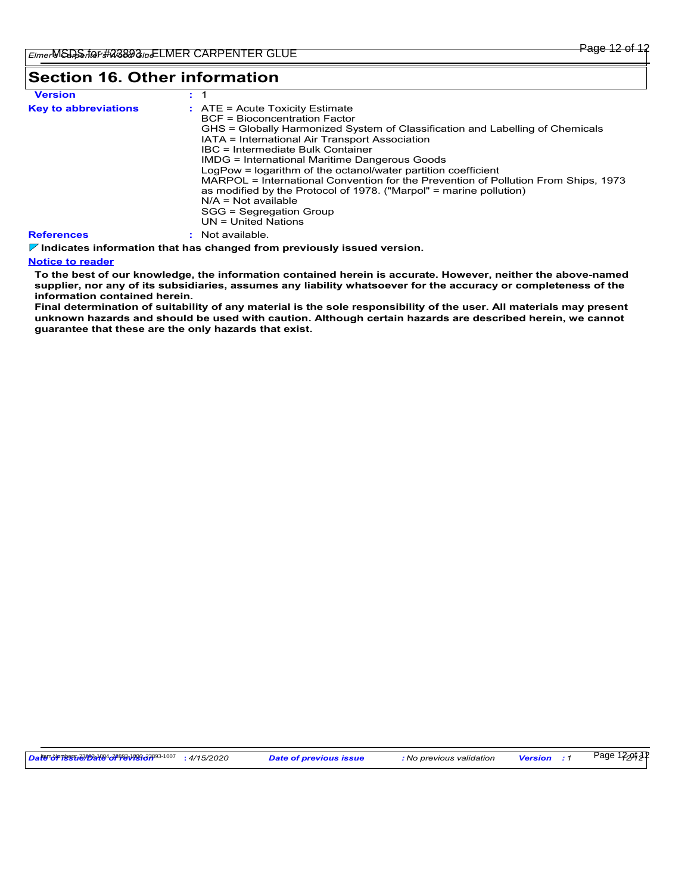## Section 16. Other information

**Version** : 1

**Key to abbreviations** :
ATE = Acute Toxicity Estimate
BCF = Bioconcentration Factor
GHS = Globally Harmonized System of Classification and Labelling of Chemicals
IATA = International Air Transport Association
IBC = Intermediate Bulk Container
IMDG = International Maritime Dangerous Goods
LogPow = logarithm of the octanol/water partition coefficient
MARPOL = International Convention for the Prevention of Pollution From Ships, 1973 as modified by the Protocol of 1978. ("Marpol" = marine pollution)
N/A = Not available
SGG = Segregation Group
UN = United Nations

**References** : Not available.

**Indicates information that has changed from previously issued version.**

**Notice to reader**

**To the best of our knowledge, the information contained herein is accurate. However, neither the above-named supplier, nor any of its subsidiaries, assumes any liability whatsoever for the accuracy or completeness of the information contained herein.**
**Final determination of suitability of any material is the sole responsibility of the user. All materials may present unknown hazards and should be used with caution. Although certain hazards are described herein, we cannot guarantee that these are the only hazards that exist.**